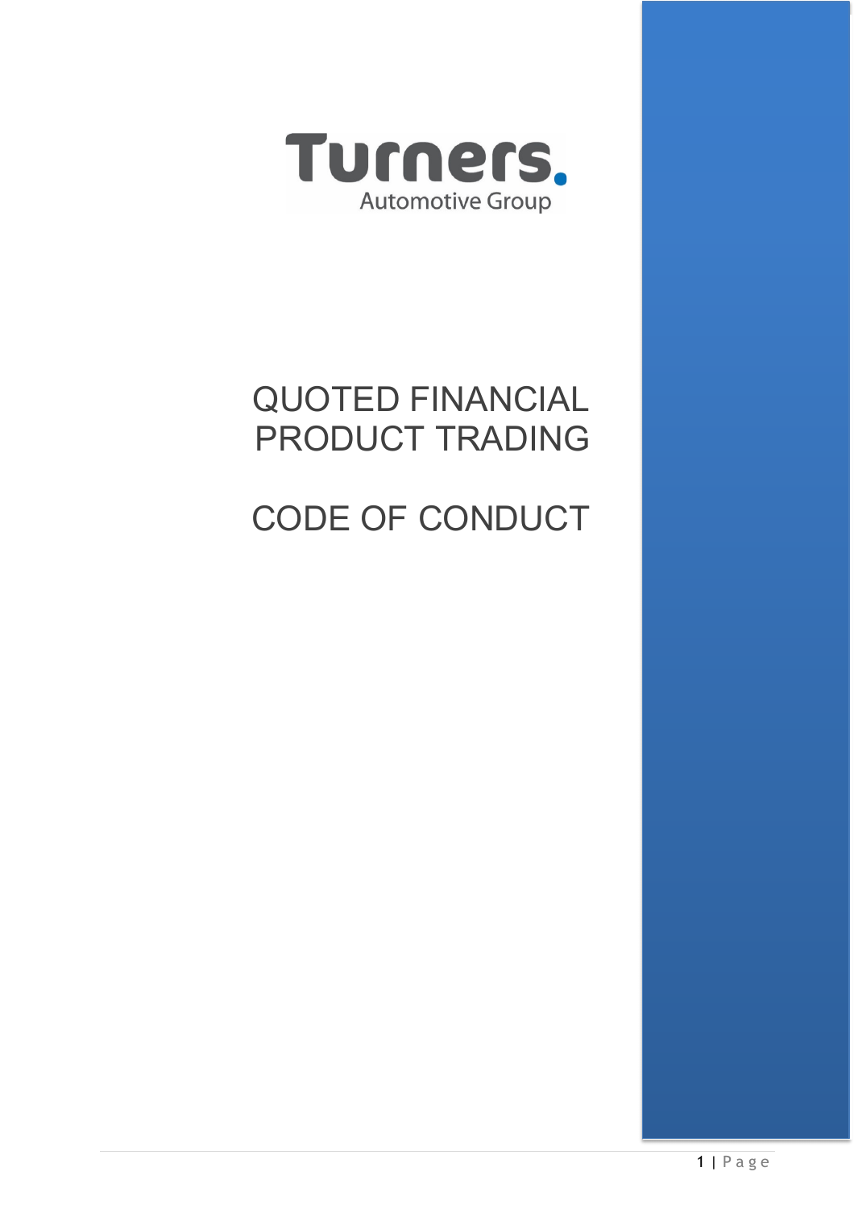Turners.

Automotive Group

# QUOTED FINANCIAL PRODUCT TRADING

# CODE OF CONDUCT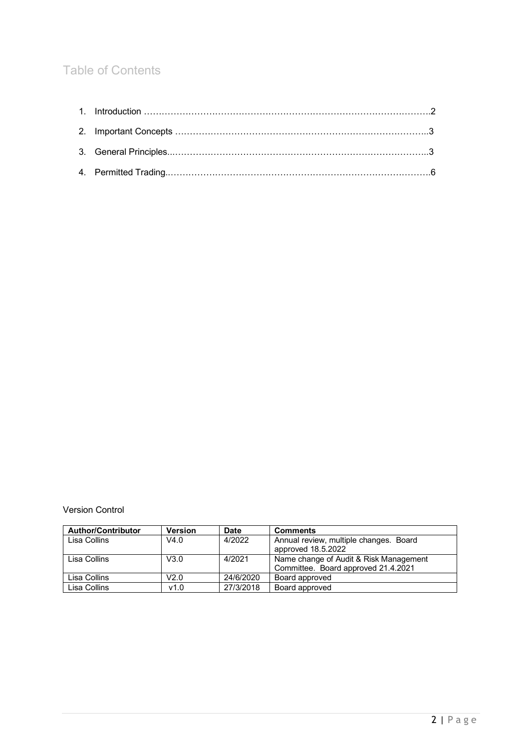# Table of Contents

1. Introduction …………………………………………………………………………………….2
2. Important Concepts ………………………………………………………………………..3
3. General Principles..…………………………………………………………………………..3
4. Permitted Trading..………………………………………………………………………….6

Version Control

| Author/Contributor | Version | Date | Comments |
| --- | --- | --- | --- |
| Lisa Collins | V4.0 | 4/2022 | Annual review, multiple changes. Board approved 18.5.2022 |
| Lisa Collins | V3.0 | 4/2021 | Name change of Audit & Risk Management Committee. Board approved 21.4.2021 |
| Lisa Collins | V2.0 | 24/6/2020 | Board approved |
| Lisa Collins | v1.0 | 27/3/2018 | Board approved |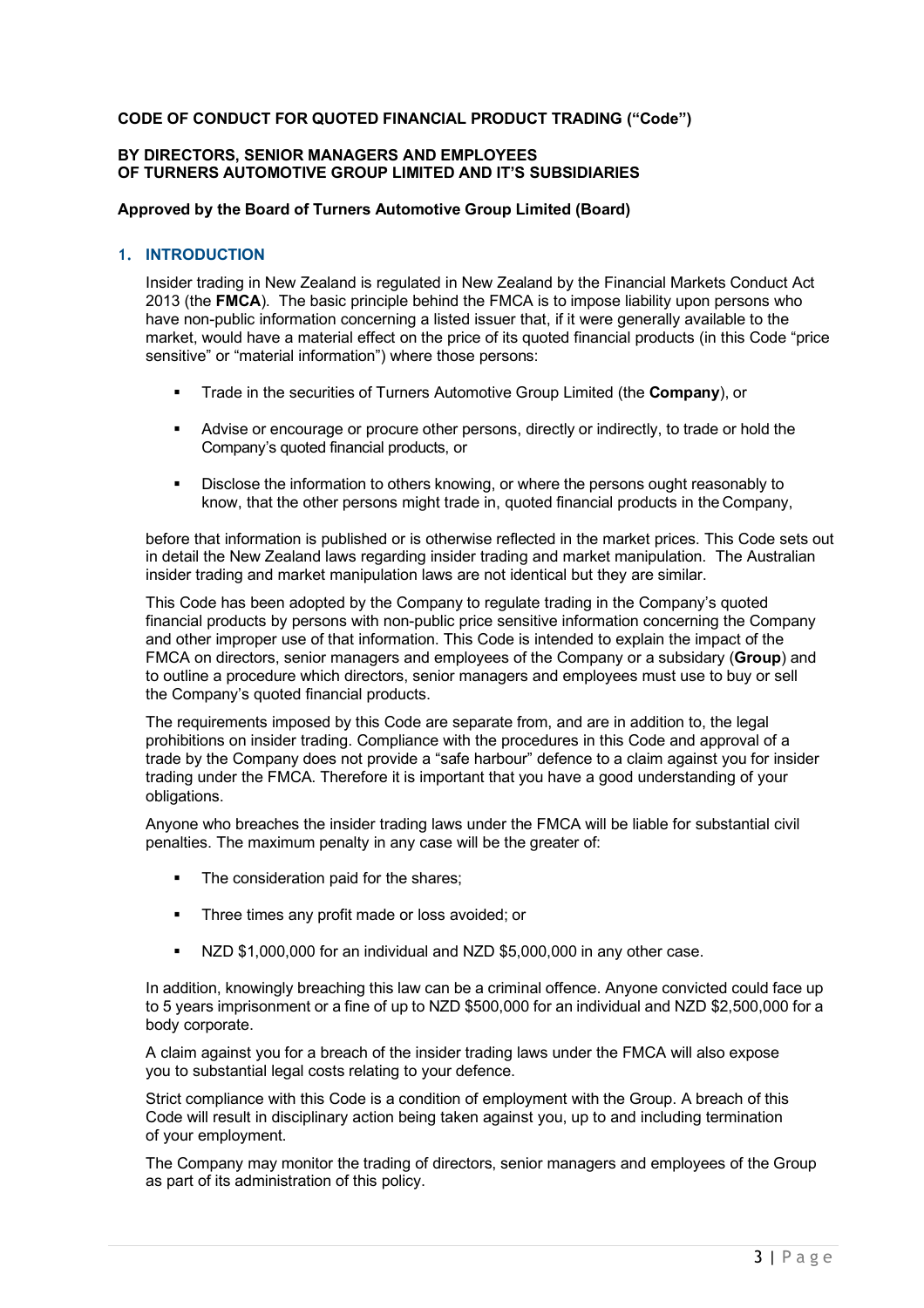**CODE OF CONDUCT FOR QUOTED FINANCIAL PRODUCT TRADING ("Code")**

**BY DIRECTORS, SENIOR MANAGERS AND EMPLOYEES OF TURNERS AUTOMOTIVE GROUP LIMITED AND IT'S SUBSIDIARIES**

**Approved by the Board of Turners Automotive Group Limited (Board)**

## 1. INTRODUCTION

Insider trading in New Zealand is regulated in New Zealand by the Financial Markets Conduct Act 2013 (the **FMCA**). The basic principle behind the FMCA is to impose liability upon persons who have non-public information concerning a listed issuer that, if it were generally available to the market, would have a material effect on the price of its quoted financial products (in this Code "price sensitive" or "material information") where those persons:

- Trade in the securities of Turners Automotive Group Limited (the **Company**), or
- Advise or encourage or procure other persons, directly or indirectly, to trade or hold the Company's quoted financial products, or
- Disclose the information to others knowing, or where the persons ought reasonably to know, that the other persons might trade in, quoted financial products in the Company,

before that information is published or is otherwise reflected in the market prices. This Code sets out in detail the New Zealand laws regarding insider trading and market manipulation. The Australian insider trading and market manipulation laws are not identical but they are similar.

This Code has been adopted by the Company to regulate trading in the Company's quoted financial products by persons with non-public price sensitive information concerning the Company and other improper use of that information. This Code is intended to explain the impact of the FMCA on directors, senior managers and employees of the Company or a subsidary (**Group**) and to outline a procedure which directors, senior managers and employees must use to buy or sell the Company's quoted financial products.

The requirements imposed by this Code are separate from, and are in addition to, the legal prohibitions on insider trading. Compliance with the procedures in this Code and approval of a trade by the Company does not provide a "safe harbour" defence to a claim against you for insider trading under the FMCA. Therefore it is important that you have a good understanding of your obligations.

Anyone who breaches the insider trading laws under the FMCA will be liable for substantial civil penalties. The maximum penalty in any case will be the greater of:

- The consideration paid for the shares;
- Three times any profit made or loss avoided; or
- NZD $1,000,000 for an individual and NZD $5,000,000 in any other case.

In addition, knowingly breaching this law can be a criminal offence. Anyone convicted could face up to 5 years imprisonment or a fine of up to NZD $500,000 for an individual and NZD $2,500,000 for a body corporate.

A claim against you for a breach of the insider trading laws under the FMCA will also expose you to substantial legal costs relating to your defence.

Strict compliance with this Code is a condition of employment with the Group. A breach of this Code will result in disciplinary action being taken against you, up to and including termination of your employment.

The Company may monitor the trading of directors, senior managers and employees of the Group as part of its administration of this policy.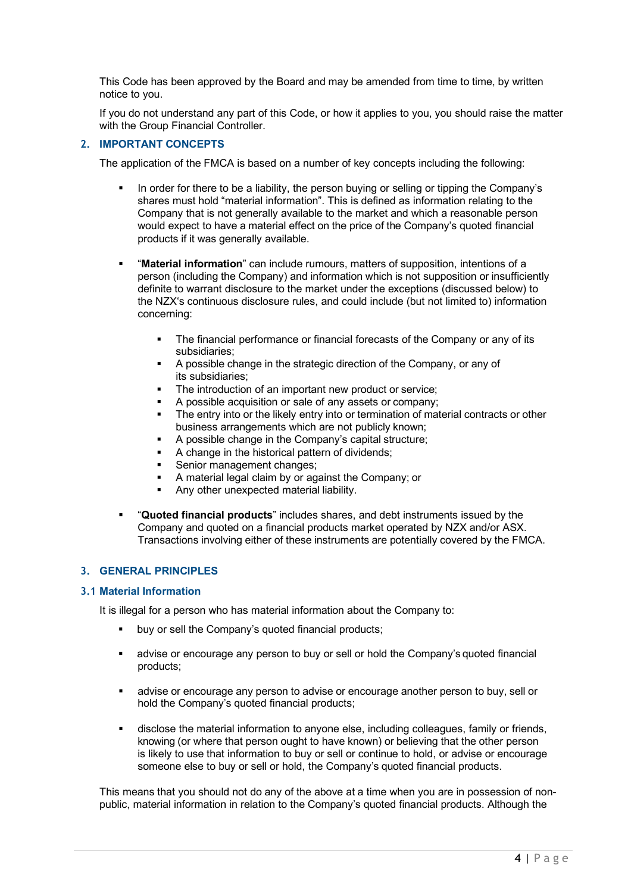This Code has been approved by the Board and may be amended from time to time, by written notice to you.

If you do not understand any part of this Code, or how it applies to you, you should raise the matter with the Group Financial Controller.

## 2. IMPORTANT CONCEPTS

The application of the FMCA is based on a number of key concepts including the following:

- In order for there to be a liability, the person buying or selling or tipping the Company's shares must hold "material information". This is defined as information relating to the Company that is not generally available to the market and which a reasonable person would expect to have a material effect on the price of the Company's quoted financial products if it was generally available.

- "**Material information**" can include rumours, matters of supposition, intentions of a person (including the Company) and information which is not supposition or insufficiently definite to warrant disclosure to the market under the exceptions (discussed below) to the NZX's continuous disclosure rules, and could include (but not limited to) information concerning:

  - The financial performance or financial forecasts of the Company or any of its subsidiaries;
  - A possible change in the strategic direction of the Company, or any of its subsidiaries;
  - The introduction of an important new product or service;
  - A possible acquisition or sale of any assets or company;
  - The entry into or the likely entry into or termination of material contracts or other business arrangements which are not publicly known;
  - A possible change in the Company's capital structure;
  - A change in the historical pattern of dividends;
  - Senior management changes;
  - A material legal claim by or against the Company; or
  - Any other unexpected material liability.

- "**Quoted financial products**" includes shares, and debt instruments issued by the Company and quoted on a financial products market operated by NZX and/or ASX. Transactions involving either of these instruments are potentially covered by the FMCA.

## 3. GENERAL PRINCIPLES

### 3.1 Material Information

It is illegal for a person who has material information about the Company to:

- buy or sell the Company's quoted financial products;

- advise or encourage any person to buy or sell or hold the Company's quoted financial products;

- advise or encourage any person to advise or encourage another person to buy, sell or hold the Company's quoted financial products;

- disclose the material information to anyone else, including colleagues, family or friends, knowing (or where that person ought to have known) or believing that the other person is likely to use that information to buy or sell or continue to hold, or advise or encourage someone else to buy or sell or hold, the Company's quoted financial products.

This means that you should not do any of the above at a time when you are in possession of non-public, material information in relation to the Company's quoted financial products. Although the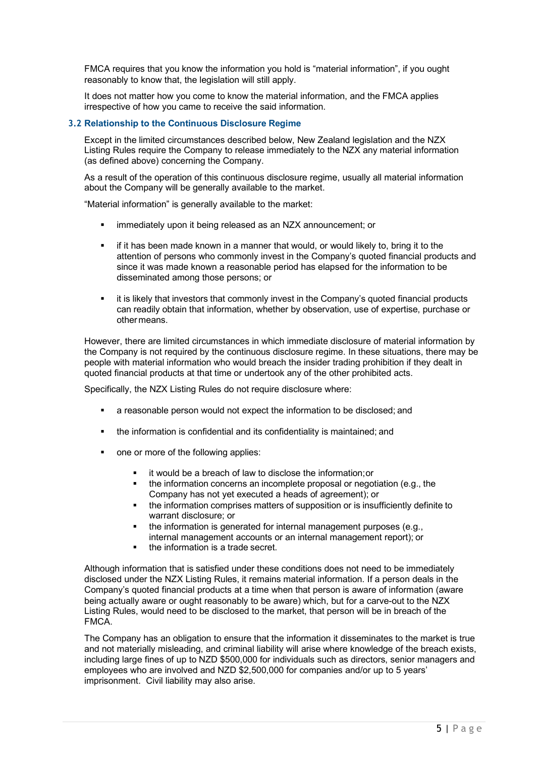FMCA requires that you know the information you hold is "material information", if you ought reasonably to know that, the legislation will still apply.

It does not matter how you come to know the material information, and the FMCA applies irrespective of how you came to receive the said information.

### 3.2 Relationship to the Continuous Disclosure Regime

Except in the limited circumstances described below, New Zealand legislation and the NZX Listing Rules require the Company to release immediately to the NZX any material information (as defined above) concerning the Company.

As a result of the operation of this continuous disclosure regime, usually all material information about the Company will be generally available to the market.

"Material information" is generally available to the market:

- immediately upon it being released as an NZX announcement; or
- if it has been made known in a manner that would, or would likely to, bring it to the attention of persons who commonly invest in the Company's quoted financial products and since it was made known a reasonable period has elapsed for the information to be disseminated among those persons; or
- it is likely that investors that commonly invest in the Company's quoted financial products can readily obtain that information, whether by observation, use of expertise, purchase or other means.

However, there are limited circumstances in which immediate disclosure of material information by the Company is not required by the continuous disclosure regime. In these situations, there may be people with material information who would breach the insider trading prohibition if they dealt in quoted financial products at that time or undertook any of the other prohibited acts.

Specifically, the NZX Listing Rules do not require disclosure where:

- a reasonable person would not expect the information to be disclosed; and
- the information is confidential and its confidentiality is maintained; and
- one or more of the following applies:
  - it would be a breach of law to disclose the information; or
  - the information concerns an incomplete proposal or negotiation (e.g., the Company has not yet executed a heads of agreement); or
  - the information comprises matters of supposition or is insufficiently definite to warrant disclosure; or
  - the information is generated for internal management purposes (e.g., internal management accounts or an internal management report); or
  - the information is a trade secret.

Although information that is satisfied under these conditions does not need to be immediately disclosed under the NZX Listing Rules, it remains material information. If a person deals in the Company's quoted financial products at a time when that person is aware of information (aware being actually aware or ought reasonably to be aware) which, but for a carve-out to the NZX Listing Rules, would need to be disclosed to the market, that person will be in breach of the FMCA.

The Company has an obligation to ensure that the information it disseminates to the market is true and not materially misleading, and criminal liability will arise where knowledge of the breach exists, including large fines of up to NZD $500,000 for individuals such as directors, senior managers and employees who are involved and NZD $2,500,000 for companies and/or up to 5 years' imprisonment. Civil liability may also arise.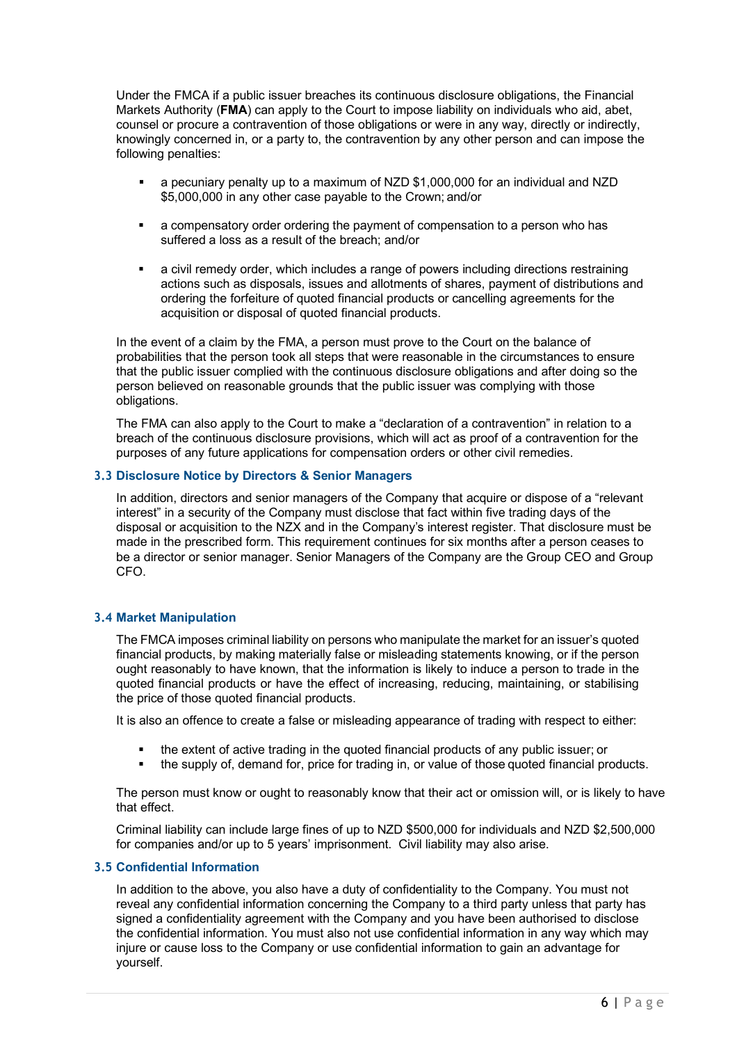Under the FMCA if a public issuer breaches its continuous disclosure obligations, the Financial Markets Authority (**FMA**) can apply to the Court to impose liability on individuals who aid, abet, counsel or procure a contravention of those obligations or were in any way, directly or indirectly, knowingly concerned in, or a party to, the contravention by any other person and can impose the following penalties:

- a pecuniary penalty up to a maximum of NZD $1,000,000 for an individual and NZD $5,000,000 in any other case payable to the Crown; and/or
- a compensatory order ordering the payment of compensation to a person who has suffered a loss as a result of the breach; and/or
- a civil remedy order, which includes a range of powers including directions restraining actions such as disposals, issues and allotments of shares, payment of distributions and ordering the forfeiture of quoted financial products or cancelling agreements for the acquisition or disposal of quoted financial products.

In the event of a claim by the FMA, a person must prove to the Court on the balance of probabilities that the person took all steps that were reasonable in the circumstances to ensure that the public issuer complied with the continuous disclosure obligations and after doing so the person believed on reasonable grounds that the public issuer was complying with those obligations.

The FMA can also apply to the Court to make a "declaration of a contravention" in relation to a breach of the continuous disclosure provisions, which will act as proof of a contravention for the purposes of any future applications for compensation orders or other civil remedies.

### 3.3 Disclosure Notice by Directors & Senior Managers

In addition, directors and senior managers of the Company that acquire or dispose of a "relevant interest" in a security of the Company must disclose that fact within five trading days of the disposal or acquisition to the NZX and in the Company's interest register. That disclosure must be made in the prescribed form. This requirement continues for six months after a person ceases to be a director or senior manager. Senior Managers of the Company are the Group CEO and Group CFO.

### 3.4 Market Manipulation

The FMCA imposes criminal liability on persons who manipulate the market for an issuer's quoted financial products, by making materially false or misleading statements knowing, or if the person ought reasonably to have known, that the information is likely to induce a person to trade in the quoted financial products or have the effect of increasing, reducing, maintaining, or stabilising the price of those quoted financial products.

It is also an offence to create a false or misleading appearance of trading with respect to either:

- the extent of active trading in the quoted financial products of any public issuer; or
- the supply of, demand for, price for trading in, or value of those quoted financial products.

The person must know or ought to reasonably know that their act or omission will, or is likely to have that effect.

Criminal liability can include large fines of up to NZD $500,000 for individuals and NZD $2,500,000 for companies and/or up to 5 years' imprisonment. Civil liability may also arise.

### 3.5 Confidential Information

In addition to the above, you also have a duty of confidentiality to the Company. You must not reveal any confidential information concerning the Company to a third party unless that party has signed a confidentiality agreement with the Company and you have been authorised to disclose the confidential information. You must also not use confidential information in any way which may injure or cause loss to the Company or use confidential information to gain an advantage for yourself.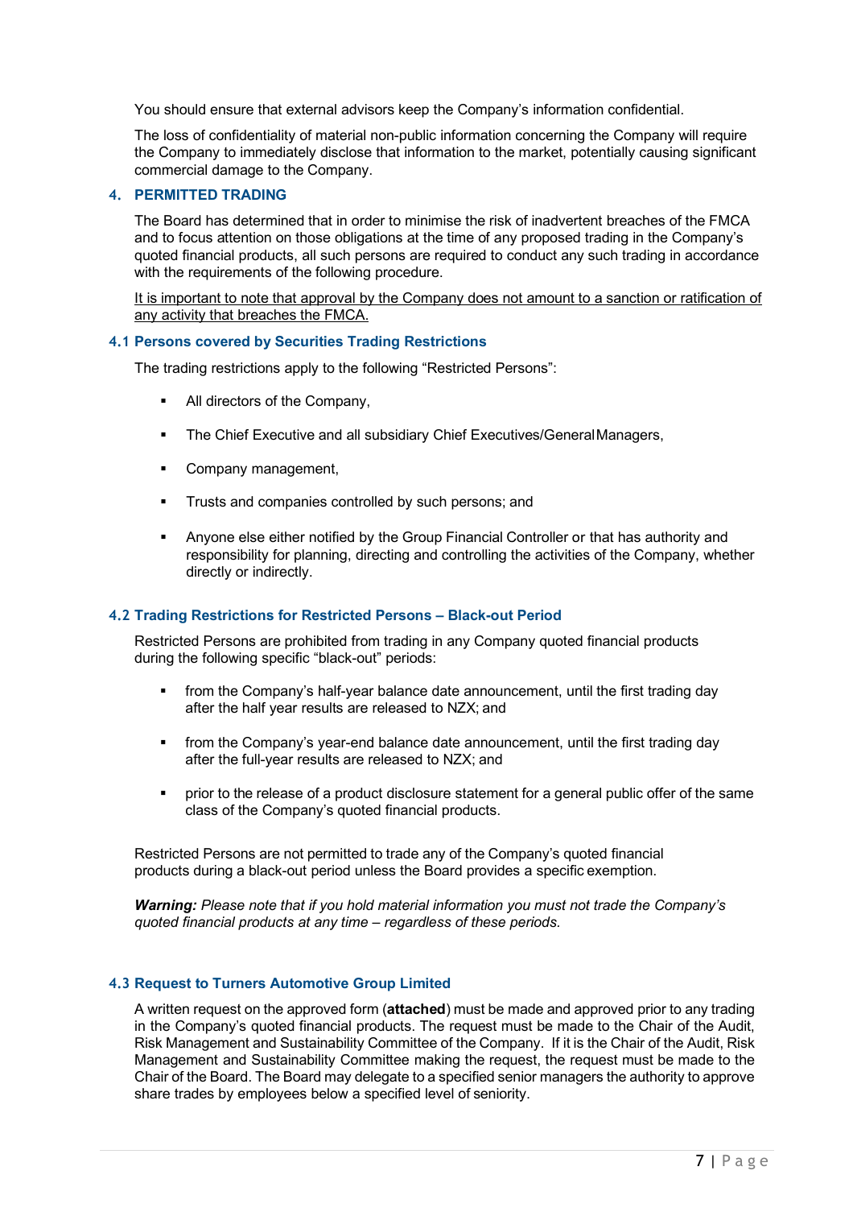You should ensure that external advisors keep the Company's information confidential.

The loss of confidentiality of material non-public information concerning the Company will require the Company to immediately disclose that information to the market, potentially causing significant commercial damage to the Company.

## 4. PERMITTED TRADING

The Board has determined that in order to minimise the risk of inadvertent breaches of the FMCA and to focus attention on those obligations at the time of any proposed trading in the Company's quoted financial products, all such persons are required to conduct any such trading in accordance with the requirements of the following procedure.

<u>It is important to note that approval by the Company does not amount to a sanction or ratification of any activity that breaches the FMCA.</u>

### 4.1 Persons covered by Securities Trading Restrictions

The trading restrictions apply to the following "Restricted Persons":

- All directors of the Company,
- The Chief Executive and all subsidiary Chief Executives/General Managers,
- Company management,
- Trusts and companies controlled by such persons; and
- Anyone else either notified by the Group Financial Controller or that has authority and responsibility for planning, directing and controlling the activities of the Company, whether directly or indirectly.

### 4.2 Trading Restrictions for Restricted Persons – Black-out Period

Restricted Persons are prohibited from trading in any Company quoted financial products during the following specific "black-out" periods:

- from the Company's half-year balance date announcement, until the first trading day after the half year results are released to NZX; and
- from the Company's year-end balance date announcement, until the first trading day after the full-year results are released to NZX; and
- prior to the release of a product disclosure statement for a general public offer of the same class of the Company's quoted financial products.

Restricted Persons are not permitted to trade any of the Company's quoted financial products during a black-out period unless the Board provides a specific exemption.

***Warning:*** *Please note that if you hold material information you must not trade the Company's quoted financial products at any time – regardless of these periods.*

### 4.3 Request to Turners Automotive Group Limited

A written request on the approved form (**attached**) must be made and approved prior to any trading in the Company's quoted financial products. The request must be made to the Chair of the Audit, Risk Management and Sustainability Committee of the Company. If it is the Chair of the Audit, Risk Management and Sustainability Committee making the request, the request must be made to the Chair of the Board. The Board may delegate to a specified senior managers the authority to approve share trades by employees below a specified level of seniority.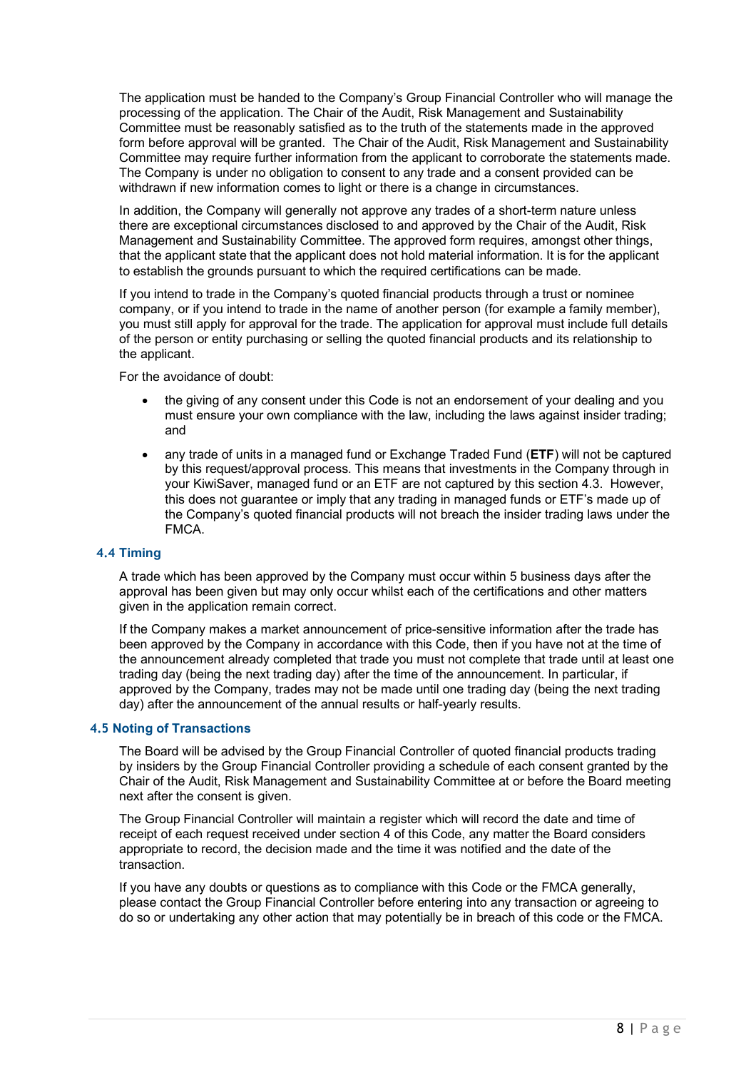The application must be handed to the Company's Group Financial Controller who will manage the processing of the application. The Chair of the Audit, Risk Management and Sustainability Committee must be reasonably satisfied as to the truth of the statements made in the approved form before approval will be granted. The Chair of the Audit, Risk Management and Sustainability Committee may require further information from the applicant to corroborate the statements made. The Company is under no obligation to consent to any trade and a consent provided can be withdrawn if new information comes to light or there is a change in circumstances.

In addition, the Company will generally not approve any trades of a short-term nature unless there are exceptional circumstances disclosed to and approved by the Chair of the Audit, Risk Management and Sustainability Committee. The approved form requires, amongst other things, that the applicant state that the applicant does not hold material information. It is for the applicant to establish the grounds pursuant to which the required certifications can be made.

If you intend to trade in the Company's quoted financial products through a trust or nominee company, or if you intend to trade in the name of another person (for example a family member), you must still apply for approval for the trade. The application for approval must include full details of the person or entity purchasing or selling the quoted financial products and its relationship to the applicant.

For the avoidance of doubt:

- the giving of any consent under this Code is not an endorsement of your dealing and you must ensure your own compliance with the law, including the laws against insider trading; and
- any trade of units in a managed fund or Exchange Traded Fund (**ETF**) will not be captured by this request/approval process. This means that investments in the Company through in your KiwiSaver, managed fund or an ETF are not captured by this section 4.3. However, this does not guarantee or imply that any trading in managed funds or ETF's made up of the Company's quoted financial products will not breach the insider trading laws under the FMCA.

### 4.4 Timing

A trade which has been approved by the Company must occur within 5 business days after the approval has been given but may only occur whilst each of the certifications and other matters given in the application remain correct.

If the Company makes a market announcement of price-sensitive information after the trade has been approved by the Company in accordance with this Code, then if you have not at the time of the announcement already completed that trade you must not complete that trade until at least one trading day (being the next trading day) after the time of the announcement. In particular, if approved by the Company, trades may not be made until one trading day (being the next trading day) after the announcement of the annual results or half-yearly results.

### 4.5 Noting of Transactions

The Board will be advised by the Group Financial Controller of quoted financial products trading by insiders by the Group Financial Controller providing a schedule of each consent granted by the Chair of the Audit, Risk Management and Sustainability Committee at or before the Board meeting next after the consent is given.

The Group Financial Controller will maintain a register which will record the date and time of receipt of each request received under section 4 of this Code, any matter the Board considers appropriate to record, the decision made and the time it was notified and the date of the transaction.

If you have any doubts or questions as to compliance with this Code or the FMCA generally, please contact the Group Financial Controller before entering into any transaction or agreeing to do so or undertaking any other action that may potentially be in breach of this code or the FMCA.